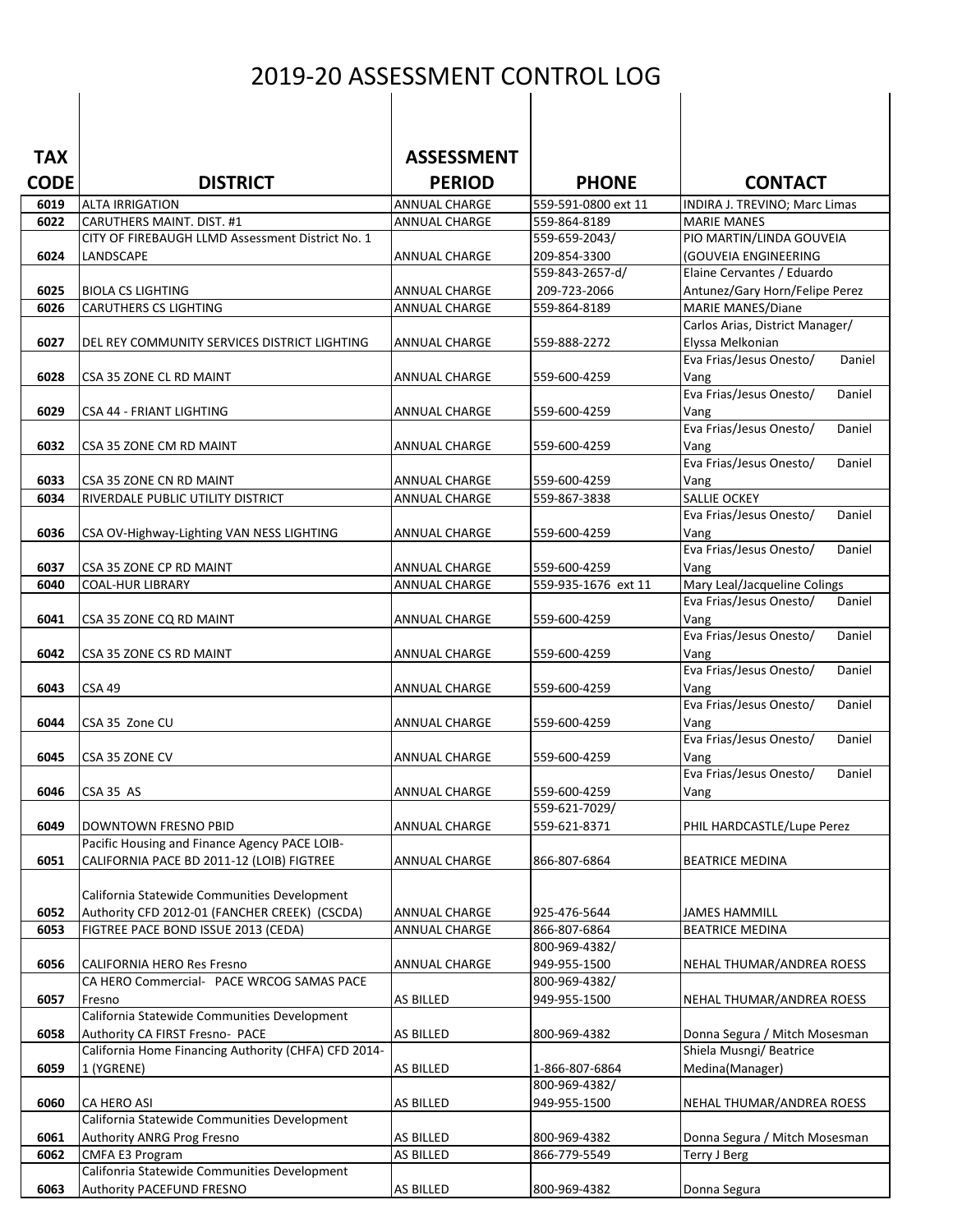# 2019-20 ASSESSMENT CONTROL LOG

| TAX CODE | DISTRICT | ASSESSMENT PERIOD | PHONE | CONTACT |
|---|---|---|---|---|
| 6019 | ALTA IRRIGATION | ANNUAL CHARGE | 559-591-0800 ext 11 | INDIRA J. TREVINO; Marc Limas |
| 6022 | CARUTHERS MAINT. DIST. #1 | ANNUAL CHARGE | 559-864-8189 | MARIE MANES |
| 6024 | CITY OF FIREBAUGH LLMD Assessment District No. 1 LANDSCAPE | ANNUAL CHARGE | 559-659-2043/ 209-854-3300 | PIO MARTIN/LINDA GOUVEIA (GOUVEIA ENGINEERING |
| 6025 | BIOLA CS LIGHTING | ANNUAL CHARGE | 559-843-2657-d/ 209-723-2066 | Elaine Cervantes / Eduardo Antunez/Gary Horn/Felipe Perez |
| 6026 | CARUTHERS CS LIGHTING | ANNUAL CHARGE | 559-864-8189 | MARIE MANES/Diane |
| 6027 | DEL REY COMMUNITY SERVICES DISTRICT LIGHTING | ANNUAL CHARGE | 559-888-2272 | Carlos Arias, District Manager/ Elyssa Melkonian |
| 6028 | CSA 35 ZONE CL RD MAINT | ANNUAL CHARGE | 559-600-4259 | Eva Frias/Jesus Onesto/ Daniel Vang |
| 6029 | CSA 44 - FRIANT LIGHTING | ANNUAL CHARGE | 559-600-4259 | Eva Frias/Jesus Onesto/ Daniel Vang |
| 6032 | CSA 35 ZONE CM RD MAINT | ANNUAL CHARGE | 559-600-4259 | Eva Frias/Jesus Onesto/ Daniel Vang |
| 6033 | CSA 35 ZONE CN RD MAINT | ANNUAL CHARGE | 559-600-4259 | Eva Frias/Jesus Onesto/ Daniel Vang |
| 6034 | RIVERDALE PUBLIC UTILITY DISTRICT | ANNUAL CHARGE | 559-867-3838 | SALLIE OCKEY |
| 6036 | CSA OV-Highway-Lighting VAN NESS LIGHTING | ANNUAL CHARGE | 559-600-4259 | Eva Frias/Jesus Onesto/ Daniel Vang |
| 6037 | CSA 35 ZONE CP RD MAINT | ANNUAL CHARGE | 559-600-4259 | Eva Frias/Jesus Onesto/ Daniel Vang |
| 6040 | COAL-HUR LIBRARY | ANNUAL CHARGE | 559-935-1676 ext 11 | Mary Leal/Jacqueline Colings |
| 6041 | CSA 35 ZONE CQ RD MAINT | ANNUAL CHARGE | 559-600-4259 | Eva Frias/Jesus Onesto/ Daniel Vang |
| 6042 | CSA 35 ZONE CS RD MAINT | ANNUAL CHARGE | 559-600-4259 | Eva Frias/Jesus Onesto/ Daniel Vang |
| 6043 | CSA 49 | ANNUAL CHARGE | 559-600-4259 | Eva Frias/Jesus Onesto/ Daniel Vang |
| 6044 | CSA 35 Zone CU | ANNUAL CHARGE | 559-600-4259 | Eva Frias/Jesus Onesto/ Daniel Vang |
| 6045 | CSA 35 ZONE CV | ANNUAL CHARGE | 559-600-4259 | Eva Frias/Jesus Onesto/ Daniel Vang |
| 6046 | CSA 35 AS | ANNUAL CHARGE | 559-600-4259 | Eva Frias/Jesus Onesto/ Daniel Vang |
| 6049 | DOWNTOWN FRESNO PBID | ANNUAL CHARGE | 559-621-7029/ 559-621-8371 | PHIL HARDCASTLE/Lupe Perez |
| 6051 | Pacific Housing and Finance Agency PACE LOIB-CALIFORNIA PACE BD 2011-12 (LOIB) FIGTREE | ANNUAL CHARGE | 866-807-6864 | BEATRICE MEDINA |
| 6052 | California Statewide Communities Development Authority CFD 2012-01 (FANCHER CREEK) (CSCDA) | ANNUAL CHARGE | 925-476-5644 | JAMES HAMMILL |
| 6053 | FIGTREE PACE BOND ISSUE 2013 (CEDA) | ANNUAL CHARGE | 866-807-6864 | BEATRICE MEDINA |
| 6056 | CALIFORNIA HERO Res Fresno | ANNUAL CHARGE | 800-969-4382/ 949-955-1500 | NEHAL THUMAR/ANDREA ROESS |
| 6057 | CA HERO Commercial- PACE WRCOG SAMAS PACE Fresno | AS BILLED | 800-969-4382/ 949-955-1500 | NEHAL THUMAR/ANDREA ROESS |
| 6058 | California Statewide Communities Development Authority CA FIRST Fresno- PACE | AS BILLED | 800-969-4382 | Donna Segura / Mitch Mosesman |
| 6059 | California Home Financing Authority (CHFA) CFD 2014-1 (YGRENE) | AS BILLED | 1-866-807-6864 | Shiela Musngi/ Beatrice Medina(Manager) |
| 6060 | CA HERO ASI | AS BILLED | 800-969-4382/ 949-955-1500 | NEHAL THUMAR/ANDREA ROESS |
| 6061 | California Statewide Communities Development Authority ANRG Prog Fresno | AS BILLED | 800-969-4382 | Donna Segura / Mitch Mosesman |
| 6062 | CMFA E3 Program | AS BILLED | 866-779-5549 | Terry J Berg |
| 6063 | California Statewide Communities Development Authority PACEFUND FRESNO | AS BILLED | 800-969-4382 | Donna Segura |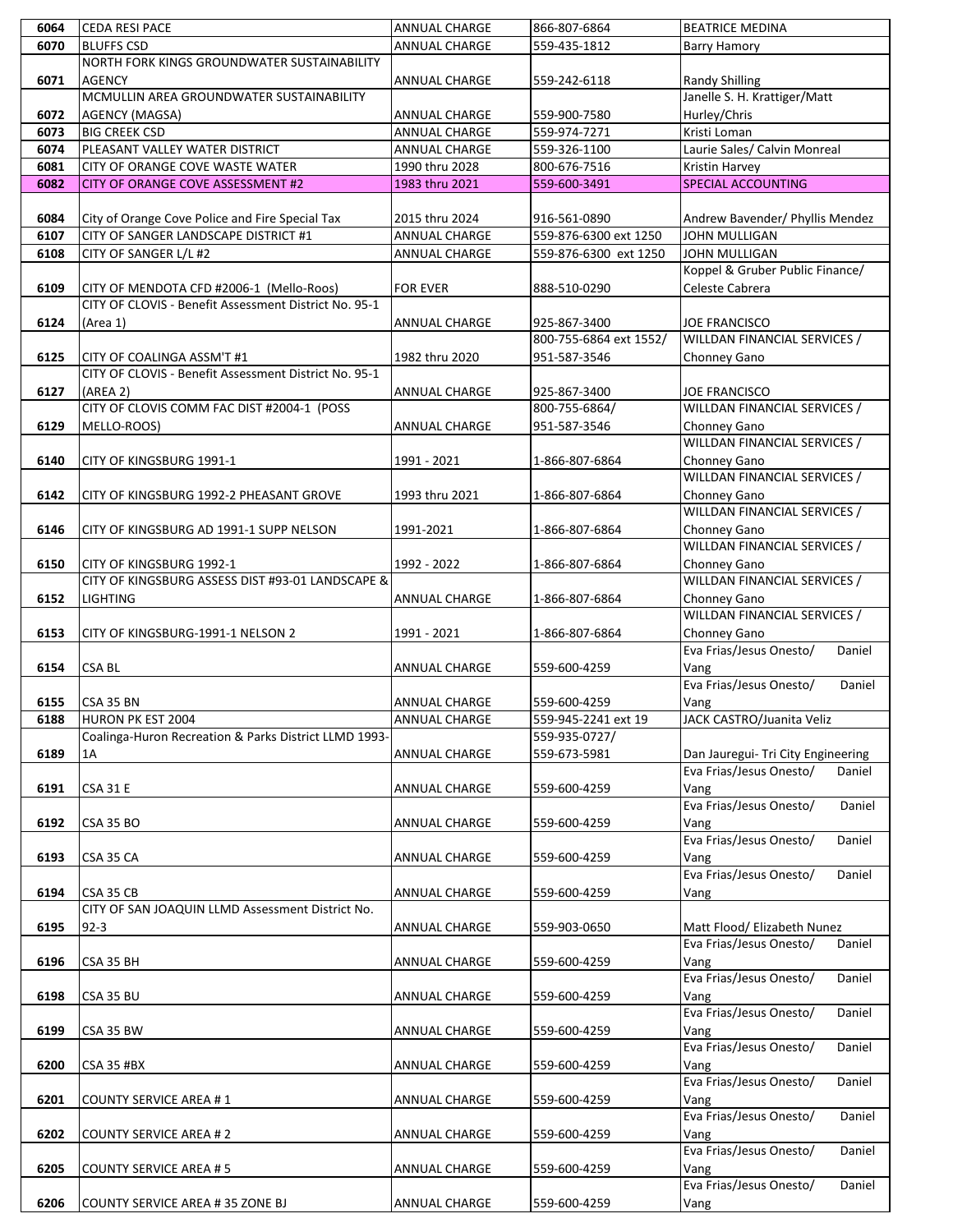| 6064 | CEDA RESI PACE | ANNUAL CHARGE | 866-807-6864 | BEATRICE MEDINA |
|---|---|---|---|---|
| 6070 | BLUFFS CSD | ANNUAL CHARGE | 559-435-1812 | Barry Hamory |
| 6071 | NORTH FORK KINGS GROUNDWATER SUSTAINABILITY AGENCY | ANNUAL CHARGE | 559-242-6118 | Randy Shilling |
| 6072 | MCMULLIN AREA GROUNDWATER SUSTAINABILITY AGENCY (MAGSA) | ANNUAL CHARGE | 559-900-7580 | Janelle S. H. Krattiger/Matt Hurley/Chris |
| 6073 | BIG CREEK CSD | ANNUAL CHARGE | 559-974-7271 | Kristi Loman |
| 6074 | PLEASANT VALLEY WATER DISTRICT | ANNUAL CHARGE | 559-326-1100 | Laurie Sales/ Calvin Monreal |
| 6081 | CITY OF ORANGE COVE WASTE WATER | 1990 thru 2028 | 800-676-7516 | Kristin Harvey |
| 6082 | CITY OF ORANGE COVE ASSESSMENT #2 | 1983 thru 2021 | 559-600-3491 | SPECIAL ACCOUNTING |
| 6084 | City of Orange Cove Police and Fire Special Tax | 2015 thru 2024 | 916-561-0890 | Andrew Bavender/ Phyllis Mendez |
| 6107 | CITY OF SANGER LANDSCAPE DISTRICT #1 | ANNUAL CHARGE | 559-876-6300 ext 1250 | JOHN MULLIGAN |
| 6108 | CITY OF SANGER L/L #2 | ANNUAL CHARGE | 559-876-6300 ext 1250 | JOHN MULLIGAN |
| 6109 | CITY OF MENDOTA CFD #2006-1 (Mello-Roos) | FOR EVER | 888-510-0290 | Koppel & Gruber Public Finance/ Celeste Cabrera |
| 6124 | CITY OF CLOVIS - Benefit Assessment District No. 95-1 (Area 1) | ANNUAL CHARGE | 925-867-3400 | JOE FRANCISCO |
| 6125 | CITY OF COALINGA ASSM'T #1 | 1982 thru 2020 | 800-755-6864 ext 1552/ 951-587-3546 | WILLDAN FINANCIAL SERVICES / Chonney Gano |
| 6127 | CITY OF CLOVIS - Benefit Assessment District No. 95-1 (AREA 2) | ANNUAL CHARGE | 925-867-3400 | JOE FRANCISCO |
| 6129 | CITY OF CLOVIS COMM FAC DIST #2004-1 (POSS MELLO-ROOS) | ANNUAL CHARGE | 800-755-6864/ 951-587-3546 | WILLDAN FINANCIAL SERVICES / Chonney Gano |
| 6140 | CITY OF KINGSBURG 1991-1 | 1991 - 2021 | 1-866-807-6864 | WILLDAN FINANCIAL SERVICES / Chonney Gano |
| 6142 | CITY OF KINGSBURG 1992-2 PHEASANT GROVE | 1993 thru 2021 | 1-866-807-6864 | WILLDAN FINANCIAL SERVICES / Chonney Gano |
| 6146 | CITY OF KINGSBURG AD 1991-1 SUPP NELSON | 1991-2021 | 1-866-807-6864 | WILLDAN FINANCIAL SERVICES / Chonney Gano |
| 6150 | CITY OF KINGSBURG 1992-1 | 1992 - 2022 | 1-866-807-6864 | WILLDAN FINANCIAL SERVICES / Chonney Gano |
| 6152 | CITY OF KINGSBURG ASSESS DIST #93-01 LANDSCAPE & LIGHTING | ANNUAL CHARGE | 1-866-807-6864 | WILLDAN FINANCIAL SERVICES / Chonney Gano |
| 6153 | CITY OF KINGSBURG-1991-1 NELSON 2 | 1991 - 2021 | 1-866-807-6864 | WILLDAN FINANCIAL SERVICES / Chonney Gano |
| 6154 | CSA BL | ANNUAL CHARGE | 559-600-4259 | Eva Frias/Jesus Onesto/ Daniel Vang |
| 6155 | CSA 35 BN | ANNUAL CHARGE | 559-600-4259 | Eva Frias/Jesus Onesto/ Daniel Vang |
| 6188 | HURON PK EST 2004 | ANNUAL CHARGE | 559-945-2241 ext 19 | JACK CASTRO/Juanita Veliz |
| 6189 | Coalinga-Huron Recreation & Parks District LLMD 1993-1A | ANNUAL CHARGE | 559-935-0727/ 559-673-5981 | Dan Jauregui- Tri City Engineering |
| 6191 | CSA 31 E | ANNUAL CHARGE | 559-600-4259 | Eva Frias/Jesus Onesto/ Daniel Vang |
| 6192 | CSA 35 BO | ANNUAL CHARGE | 559-600-4259 | Eva Frias/Jesus Onesto/ Daniel Vang |
| 6193 | CSA 35 CA | ANNUAL CHARGE | 559-600-4259 | Eva Frias/Jesus Onesto/ Daniel Vang |
| 6194 | CSA 35 CB | ANNUAL CHARGE | 559-600-4259 | Eva Frias/Jesus Onesto/ Daniel Vang |
| 6195 | CITY OF SAN JOAQUIN LLMD Assessment District No. 92-3 | ANNUAL CHARGE | 559-903-0650 | Matt Flood/ Elizabeth Nunez |
| 6196 | CSA 35 BH | ANNUAL CHARGE | 559-600-4259 | Eva Frias/Jesus Onesto/ Daniel Vang |
| 6198 | CSA 35 BU | ANNUAL CHARGE | 559-600-4259 | Eva Frias/Jesus Onesto/ Daniel Vang |
| 6199 | CSA 35 BW | ANNUAL CHARGE | 559-600-4259 | Eva Frias/Jesus Onesto/ Daniel Vang |
| 6200 | CSA 35 #BX | ANNUAL CHARGE | 559-600-4259 | Eva Frias/Jesus Onesto/ Daniel Vang |
| 6201 | COUNTY SERVICE AREA # 1 | ANNUAL CHARGE | 559-600-4259 | Eva Frias/Jesus Onesto/ Daniel Vang |
| 6202 | COUNTY SERVICE AREA # 2 | ANNUAL CHARGE | 559-600-4259 | Eva Frias/Jesus Onesto/ Daniel Vang |
| 6205 | COUNTY SERVICE AREA # 5 | ANNUAL CHARGE | 559-600-4259 | Eva Frias/Jesus Onesto/ Daniel Vang |
| 6206 | COUNTY SERVICE AREA # 35 ZONE BJ | ANNUAL CHARGE | 559-600-4259 | Eva Frias/Jesus Onesto/ Daniel Vang |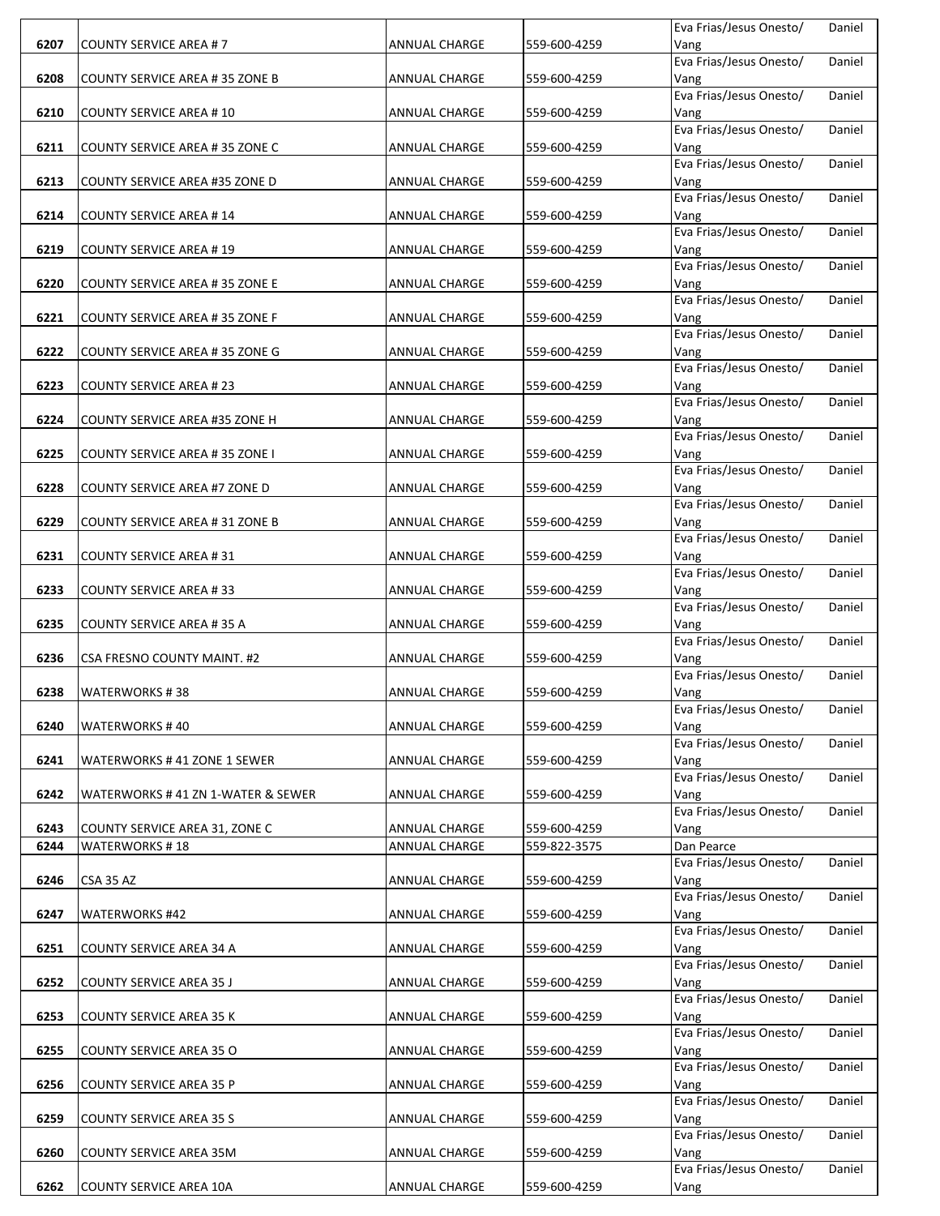| | | | | |
|---|---|---|---|---|
| 6207 | COUNTY SERVICE AREA # 7 | ANNUAL CHARGE | 559-600-4259 | Eva Frias/Jesus Onesto/ Daniel Vang |
| 6208 | COUNTY SERVICE AREA # 35 ZONE B | ANNUAL CHARGE | 559-600-4259 | Eva Frias/Jesus Onesto/ Daniel Vang |
| 6210 | COUNTY SERVICE AREA # 10 | ANNUAL CHARGE | 559-600-4259 | Eva Frias/Jesus Onesto/ Daniel Vang |
| 6211 | COUNTY SERVICE AREA # 35 ZONE C | ANNUAL CHARGE | 559-600-4259 | Eva Frias/Jesus Onesto/ Daniel Vang |
| 6213 | COUNTY SERVICE AREA #35 ZONE D | ANNUAL CHARGE | 559-600-4259 | Eva Frias/Jesus Onesto/ Daniel Vang |
| 6214 | COUNTY SERVICE AREA # 14 | ANNUAL CHARGE | 559-600-4259 | Eva Frias/Jesus Onesto/ Daniel Vang |
| 6219 | COUNTY SERVICE AREA # 19 | ANNUAL CHARGE | 559-600-4259 | Eva Frias/Jesus Onesto/ Daniel Vang |
| 6220 | COUNTY SERVICE AREA # 35 ZONE E | ANNUAL CHARGE | 559-600-4259 | Eva Frias/Jesus Onesto/ Daniel Vang |
| 6221 | COUNTY SERVICE AREA # 35 ZONE F | ANNUAL CHARGE | 559-600-4259 | Eva Frias/Jesus Onesto/ Daniel Vang |
| 6222 | COUNTY SERVICE AREA # 35 ZONE G | ANNUAL CHARGE | 559-600-4259 | Eva Frias/Jesus Onesto/ Daniel Vang |
| 6223 | COUNTY SERVICE AREA # 23 | ANNUAL CHARGE | 559-600-4259 | Eva Frias/Jesus Onesto/ Daniel Vang |
| 6224 | COUNTY SERVICE AREA #35 ZONE H | ANNUAL CHARGE | 559-600-4259 | Eva Frias/Jesus Onesto/ Daniel Vang |
| 6225 | COUNTY SERVICE AREA # 35 ZONE I | ANNUAL CHARGE | 559-600-4259 | Eva Frias/Jesus Onesto/ Daniel Vang |
| 6228 | COUNTY SERVICE AREA #7 ZONE D | ANNUAL CHARGE | 559-600-4259 | Eva Frias/Jesus Onesto/ Daniel Vang |
| 6229 | COUNTY SERVICE AREA # 31 ZONE B | ANNUAL CHARGE | 559-600-4259 | Eva Frias/Jesus Onesto/ Daniel Vang |
| 6231 | COUNTY SERVICE AREA # 31 | ANNUAL CHARGE | 559-600-4259 | Eva Frias/Jesus Onesto/ Daniel Vang |
| 6233 | COUNTY SERVICE AREA # 33 | ANNUAL CHARGE | 559-600-4259 | Eva Frias/Jesus Onesto/ Daniel Vang |
| 6235 | COUNTY SERVICE AREA # 35 A | ANNUAL CHARGE | 559-600-4259 | Eva Frias/Jesus Onesto/ Daniel Vang |
| 6236 | CSA FRESNO COUNTY MAINT. #2 | ANNUAL CHARGE | 559-600-4259 | Eva Frias/Jesus Onesto/ Daniel Vang |
| 6238 | WATERWORKS # 38 | ANNUAL CHARGE | 559-600-4259 | Eva Frias/Jesus Onesto/ Daniel Vang |
| 6240 | WATERWORKS # 40 | ANNUAL CHARGE | 559-600-4259 | Eva Frias/Jesus Onesto/ Daniel Vang |
| 6241 | WATERWORKS # 41 ZONE 1 SEWER | ANNUAL CHARGE | 559-600-4259 | Eva Frias/Jesus Onesto/ Daniel Vang |
| 6242 | WATERWORKS # 41 ZN 1-WATER & SEWER | ANNUAL CHARGE | 559-600-4259 | Eva Frias/Jesus Onesto/ Daniel Vang |
| 6243 | COUNTY SERVICE AREA 31, ZONE C | ANNUAL CHARGE | 559-600-4259 | Eva Frias/Jesus Onesto/ Daniel Vang |
| 6244 | WATERWORKS # 18 | ANNUAL CHARGE | 559-822-3575 | Dan Pearce |
| 6246 | CSA 35 AZ | ANNUAL CHARGE | 559-600-4259 | Eva Frias/Jesus Onesto/ Daniel Vang |
| 6247 | WATERWORKS #42 | ANNUAL CHARGE | 559-600-4259 | Eva Frias/Jesus Onesto/ Daniel Vang |
| 6251 | COUNTY SERVICE AREA 34 A | ANNUAL CHARGE | 559-600-4259 | Eva Frias/Jesus Onesto/ Daniel Vang |
| 6252 | COUNTY SERVICE AREA 35 J | ANNUAL CHARGE | 559-600-4259 | Eva Frias/Jesus Onesto/ Daniel Vang |
| 6253 | COUNTY SERVICE AREA 35 K | ANNUAL CHARGE | 559-600-4259 | Eva Frias/Jesus Onesto/ Daniel Vang |
| 6255 | COUNTY SERVICE AREA 35 O | ANNUAL CHARGE | 559-600-4259 | Eva Frias/Jesus Onesto/ Daniel Vang |
| 6256 | COUNTY SERVICE AREA 35 P | ANNUAL CHARGE | 559-600-4259 | Eva Frias/Jesus Onesto/ Daniel Vang |
| 6259 | COUNTY SERVICE AREA 35 S | ANNUAL CHARGE | 559-600-4259 | Eva Frias/Jesus Onesto/ Daniel Vang |
| 6260 | COUNTY SERVICE AREA 35M | ANNUAL CHARGE | 559-600-4259 | Eva Frias/Jesus Onesto/ Daniel Vang |
| 6262 | COUNTY SERVICE AREA 10A | ANNUAL CHARGE | 559-600-4259 | Eva Frias/Jesus Onesto/ Daniel Vang |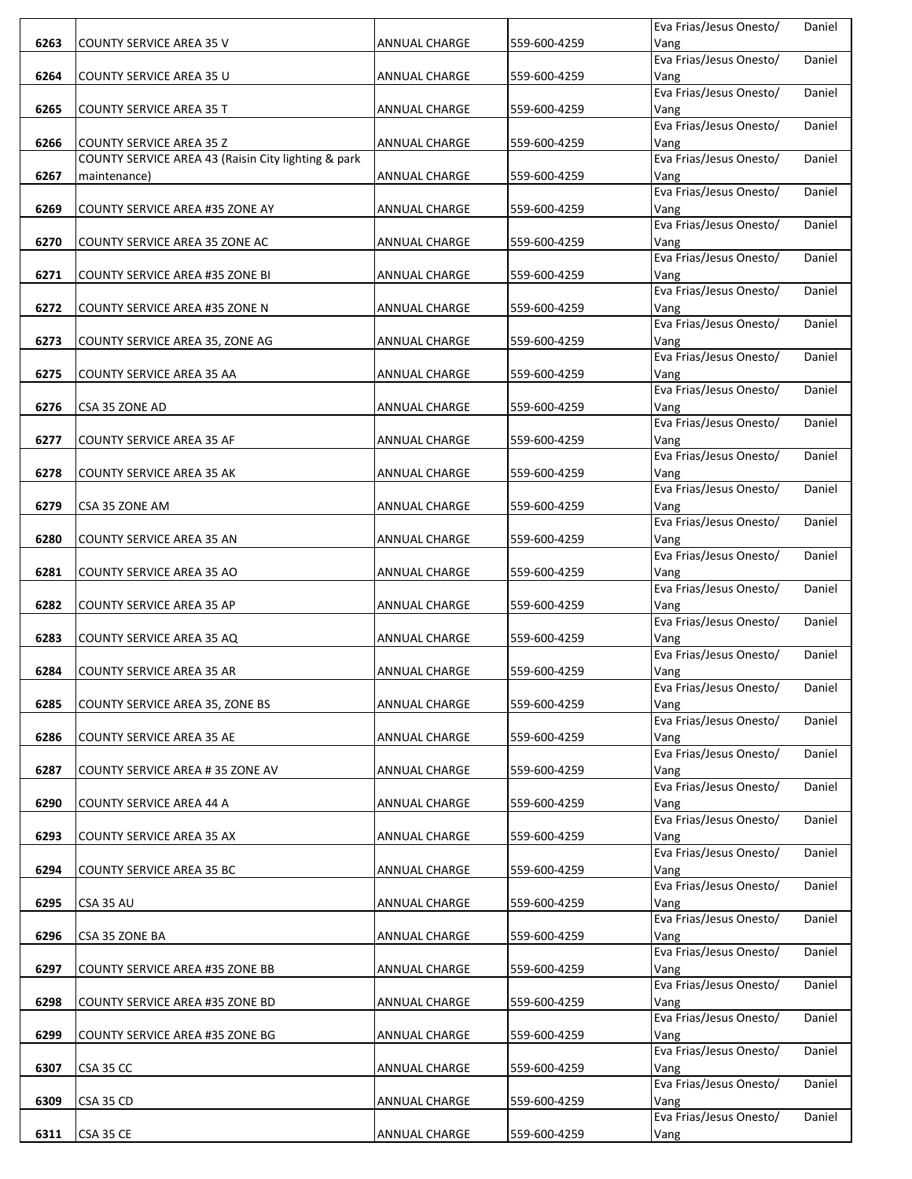| | | | | |
|---|---|---|---|---|
| **6263** | COUNTY SERVICE AREA 35 V | ANNUAL CHARGE | 559-600-4259 | Eva Frias/Jesus Onesto/ Daniel Vang |
| **6264** | COUNTY SERVICE AREA 35 U | ANNUAL CHARGE | 559-600-4259 | Eva Frias/Jesus Onesto/ Daniel Vang |
| **6265** | COUNTY SERVICE AREA 35 T | ANNUAL CHARGE | 559-600-4259 | Eva Frias/Jesus Onesto/ Daniel Vang |
| **6266** | COUNTY SERVICE AREA 35 Z | ANNUAL CHARGE | 559-600-4259 | Eva Frias/Jesus Onesto/ Daniel Vang |
| **6267** | COUNTY SERVICE AREA 43 (Raisin City lighting & park maintenance) | ANNUAL CHARGE | 559-600-4259 | Eva Frias/Jesus Onesto/ Daniel Vang |
| **6269** | COUNTY SERVICE AREA #35 ZONE AY | ANNUAL CHARGE | 559-600-4259 | Eva Frias/Jesus Onesto/ Daniel Vang |
| **6270** | COUNTY SERVICE AREA 35 ZONE AC | ANNUAL CHARGE | 559-600-4259 | Eva Frias/Jesus Onesto/ Daniel Vang |
| **6271** | COUNTY SERVICE AREA #35 ZONE BI | ANNUAL CHARGE | 559-600-4259 | Eva Frias/Jesus Onesto/ Daniel Vang |
| **6272** | COUNTY SERVICE AREA #35 ZONE N | ANNUAL CHARGE | 559-600-4259 | Eva Frias/Jesus Onesto/ Daniel Vang |
| **6273** | COUNTY SERVICE AREA 35, ZONE AG | ANNUAL CHARGE | 559-600-4259 | Eva Frias/Jesus Onesto/ Daniel Vang |
| **6275** | COUNTY SERVICE AREA 35 AA | ANNUAL CHARGE | 559-600-4259 | Eva Frias/Jesus Onesto/ Daniel Vang |
| **6276** | CSA 35 ZONE AD | ANNUAL CHARGE | 559-600-4259 | Eva Frias/Jesus Onesto/ Daniel Vang |
| **6277** | COUNTY SERVICE AREA 35 AF | ANNUAL CHARGE | 559-600-4259 | Eva Frias/Jesus Onesto/ Daniel Vang |
| **6278** | COUNTY SERVICE AREA 35 AK | ANNUAL CHARGE | 559-600-4259 | Eva Frias/Jesus Onesto/ Daniel Vang |
| **6279** | CSA 35 ZONE AM | ANNUAL CHARGE | 559-600-4259 | Eva Frias/Jesus Onesto/ Daniel Vang |
| **6280** | COUNTY SERVICE AREA 35 AN | ANNUAL CHARGE | 559-600-4259 | Eva Frias/Jesus Onesto/ Daniel Vang |
| **6281** | COUNTY SERVICE AREA 35 AO | ANNUAL CHARGE | 559-600-4259 | Eva Frias/Jesus Onesto/ Daniel Vang |
| **6282** | COUNTY SERVICE AREA 35 AP | ANNUAL CHARGE | 559-600-4259 | Eva Frias/Jesus Onesto/ Daniel Vang |
| **6283** | COUNTY SERVICE AREA 35 AQ | ANNUAL CHARGE | 559-600-4259 | Eva Frias/Jesus Onesto/ Daniel Vang |
| **6284** | COUNTY SERVICE AREA 35 AR | ANNUAL CHARGE | 559-600-4259 | Eva Frias/Jesus Onesto/ Daniel Vang |
| **6285** | COUNTY SERVICE AREA 35, ZONE BS | ANNUAL CHARGE | 559-600-4259 | Eva Frias/Jesus Onesto/ Daniel Vang |
| **6286** | COUNTY SERVICE AREA 35 AE | ANNUAL CHARGE | 559-600-4259 | Eva Frias/Jesus Onesto/ Daniel Vang |
| **6287** | COUNTY SERVICE AREA # 35 ZONE AV | ANNUAL CHARGE | 559-600-4259 | Eva Frias/Jesus Onesto/ Daniel Vang |
| **6290** | COUNTY SERVICE AREA 44 A | ANNUAL CHARGE | 559-600-4259 | Eva Frias/Jesus Onesto/ Daniel Vang |
| **6293** | COUNTY SERVICE AREA 35 AX | ANNUAL CHARGE | 559-600-4259 | Eva Frias/Jesus Onesto/ Daniel Vang |
| **6294** | COUNTY SERVICE AREA 35 BC | ANNUAL CHARGE | 559-600-4259 | Eva Frias/Jesus Onesto/ Daniel Vang |
| **6295** | CSA 35 AU | ANNUAL CHARGE | 559-600-4259 | Eva Frias/Jesus Onesto/ Daniel Vang |
| **6296** | CSA 35 ZONE BA | ANNUAL CHARGE | 559-600-4259 | Eva Frias/Jesus Onesto/ Daniel Vang |
| **6297** | COUNTY SERVICE AREA #35 ZONE BB | ANNUAL CHARGE | 559-600-4259 | Eva Frias/Jesus Onesto/ Daniel Vang |
| **6298** | COUNTY SERVICE AREA #35 ZONE BD | ANNUAL CHARGE | 559-600-4259 | Eva Frias/Jesus Onesto/ Daniel Vang |
| **6299** | COUNTY SERVICE AREA #35 ZONE BG | ANNUAL CHARGE | 559-600-4259 | Eva Frias/Jesus Onesto/ Daniel Vang |
| **6307** | CSA 35 CC | ANNUAL CHARGE | 559-600-4259 | Eva Frias/Jesus Onesto/ Daniel Vang |
| **6309** | CSA 35 CD | ANNUAL CHARGE | 559-600-4259 | Eva Frias/Jesus Onesto/ Daniel Vang |
| **6311** | CSA 35 CE | ANNUAL CHARGE | 559-600-4259 | Eva Frias/Jesus Onesto/ Daniel Vang |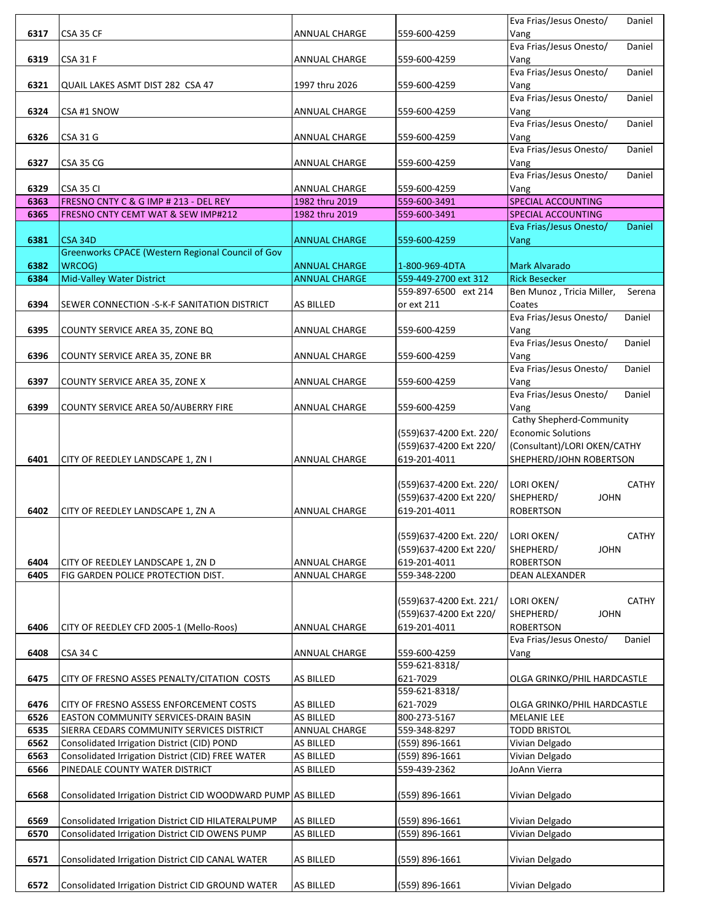| | | | | |
|---|---|---|---|---|
| 6317 | CSA 35 CF | ANNUAL CHARGE | 559-600-4259 | Eva Frias/Jesus Onesto/ Daniel Vang |
| 6319 | CSA 31 F | ANNUAL CHARGE | 559-600-4259 | Eva Frias/Jesus Onesto/ Daniel Vang |
| 6321 | QUAIL LAKES ASMT DIST 282 CSA 47 | 1997 thru 2026 | 559-600-4259 | Eva Frias/Jesus Onesto/ Daniel Vang |
| 6324 | CSA #1 SNOW | ANNUAL CHARGE | 559-600-4259 | Eva Frias/Jesus Onesto/ Daniel Vang |
| 6326 | CSA 31 G | ANNUAL CHARGE | 559-600-4259 | Eva Frias/Jesus Onesto/ Daniel Vang |
| 6327 | CSA 35 CG | ANNUAL CHARGE | 559-600-4259 | Eva Frias/Jesus Onesto/ Daniel Vang |
| 6329 | CSA 35 CI | ANNUAL CHARGE | 559-600-4259 | Eva Frias/Jesus Onesto/ Daniel Vang |
| 6363 | FRESNO CNTY C & G IMP # 213 - DEL REY | 1982 thru 2019 | 559-600-3491 | SPECIAL ACCOUNTING |
| 6365 | FRESNO CNTY CEMT WAT & SEW IMP#212 | 1982 thru 2019 | 559-600-3491 | SPECIAL ACCOUNTING |
| 6381 | CSA 34D | ANNUAL CHARGE | 559-600-4259 | Eva Frias/Jesus Onesto/ Daniel Vang |
| 6382 | Greenworks CPACE (Western Regional Council of Gov WRCOG) | ANNUAL CHARGE | 1-800-969-4DTA | Mark Alvarado |
| 6384 | Mid-Valley Water District | ANNUAL CHARGE | 559-449-2700 ext 312 | Rick Besecker |
| 6394 | SEWER CONNECTION -S-K-F SANITATION DISTRICT | AS BILLED | 559-897-6500 ext 214 or ext 211 | Ben Munoz , Tricia Miller, Serena Coates |
| 6395 | COUNTY SERVICE AREA 35, ZONE BQ | ANNUAL CHARGE | 559-600-4259 | Eva Frias/Jesus Onesto/ Daniel Vang |
| 6396 | COUNTY SERVICE AREA 35, ZONE BR | ANNUAL CHARGE | 559-600-4259 | Eva Frias/Jesus Onesto/ Daniel Vang |
| 6397 | COUNTY SERVICE AREA 35, ZONE X | ANNUAL CHARGE | 559-600-4259 | Eva Frias/Jesus Onesto/ Daniel Vang |
| 6399 | COUNTY SERVICE AREA 50/AUBERRY FIRE | ANNUAL CHARGE | 559-600-4259 | Eva Frias/Jesus Onesto/ Daniel Vang |
| 6401 | CITY OF REEDLEY LANDSCAPE 1, ZN I | ANNUAL CHARGE | (559)637-4200 Ext. 220/ (559)637-4200 Ext 220/ 619-201-4011 | Cathy Shepherd-Community Economic Solutions (Consultant)/LORI OKEN/CATHY SHEPHERD/JOHN ROBERTSON |
| 6402 | CITY OF REEDLEY LANDSCAPE 1, ZN A | ANNUAL CHARGE | (559)637-4200 Ext. 220/ (559)637-4200 Ext 220/ 619-201-4011 | LORI OKEN/ CATHY SHEPHERD/ JOHN ROBERTSON |
| 6404 | CITY OF REEDLEY LANDSCAPE 1, ZN D | ANNUAL CHARGE | (559)637-4200 Ext. 220/ (559)637-4200 Ext 220/ 619-201-4011 | LORI OKEN/ CATHY SHEPHERD/ JOHN ROBERTSON |
| 6405 | FIG GARDEN POLICE PROTECTION DIST. | ANNUAL CHARGE | 559-348-2200 | DEAN ALEXANDER |
| 6406 | CITY OF REEDLEY CFD 2005-1 (Mello-Roos) | ANNUAL CHARGE | (559)637-4200 Ext. 221/ (559)637-4200 Ext 220/ 619-201-4011 | LORI OKEN/ CATHY SHEPHERD/ JOHN ROBERTSON |
| 6408 | CSA 34 C | ANNUAL CHARGE | 559-600-4259 | Eva Frias/Jesus Onesto/ Daniel Vang |
| 6475 | CITY OF FRESNO ASSES PENALTY/CITATION COSTS | AS BILLED | 559-621-8318/ 621-7029 | OLGA GRINKO/PHIL HARDCASTLE |
| 6476 | CITY OF FRESNO ASSESS ENFORCEMENT COSTS | AS BILLED | 559-621-8318/ 621-7029 | OLGA GRINKO/PHIL HARDCASTLE |
| 6526 | EASTON COMMUNITY SERVICES-DRAIN BASIN | AS BILLED | 800-273-5167 | MELANIE LEE |
| 6535 | SIERRA CEDARS COMMUNITY SERVICES DISTRICT | ANNUAL CHARGE | 559-348-8297 | TODD BRISTOL |
| 6562 | Consolidated Irrigation District (CID) POND | AS BILLED | (559) 896-1661 | Vivian Delgado |
| 6563 | Consolidated Irrigation District (CID) FREE WATER | AS BILLED | (559) 896-1661 | Vivian Delgado |
| 6566 | PINEDALE COUNTY WATER DISTRICT | AS BILLED | 559-439-2362 | JoAnn Vierra |
| 6568 | Consolidated Irrigation District CID WOODWARD PUMP | AS BILLED | (559) 896-1661 | Vivian Delgado |
| 6569 | Consolidated Irrigation District CID HILATERALPUMP | AS BILLED | (559) 896-1661 | Vivian Delgado |
| 6570 | Consolidated Irrigation District CID OWENS PUMP | AS BILLED | (559) 896-1661 | Vivian Delgado |
| 6571 | Consolidated Irrigation District CID CANAL WATER | AS BILLED | (559) 896-1661 | Vivian Delgado |
| 6572 | Consolidated Irrigation District CID GROUND WATER | AS BILLED | (559) 896-1661 | Vivian Delgado |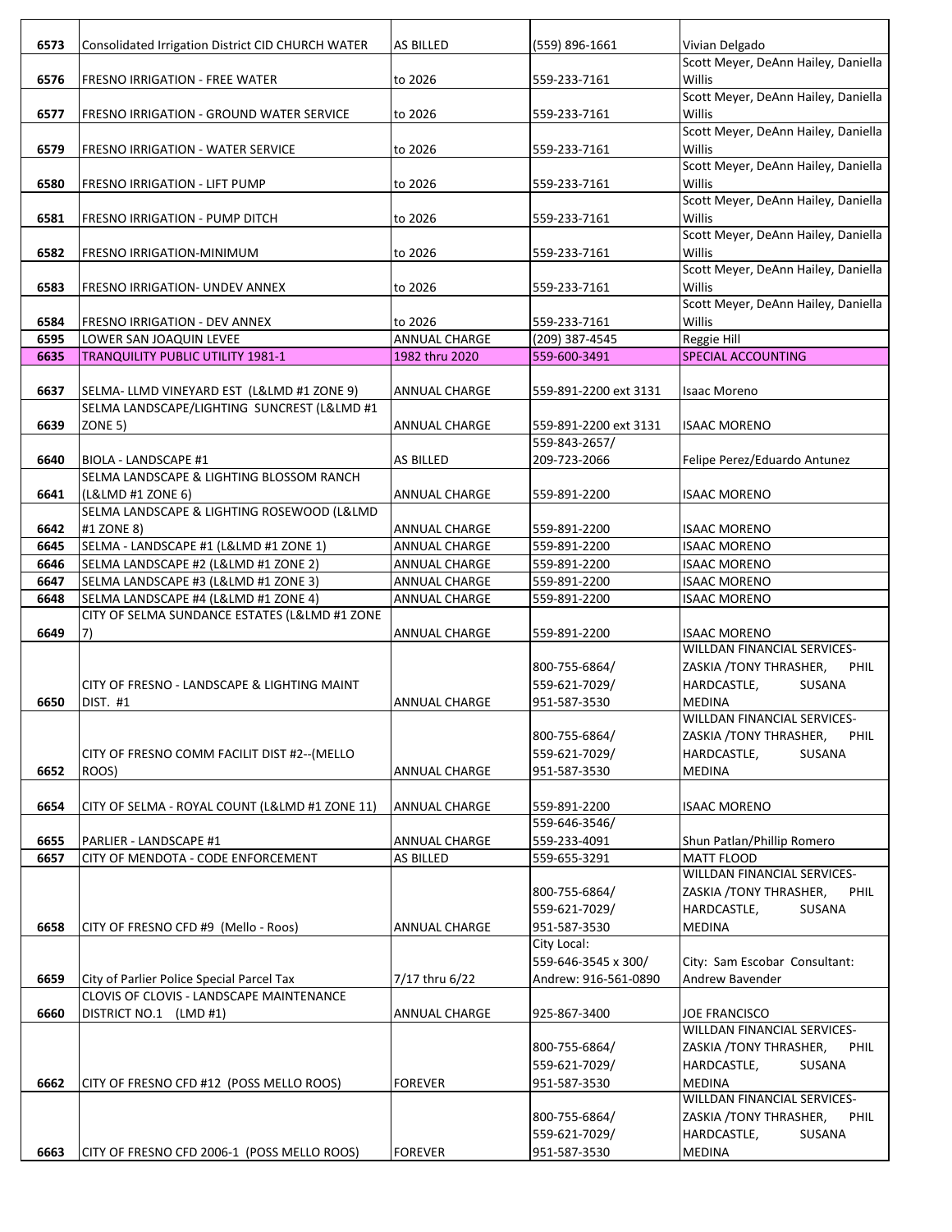| | | | | |
|---|---|---|---|---|
| 6573 | Consolidated Irrigation District CID CHURCH WATER | AS BILLED | (559) 896-1661 | Vivian Delgado |
| 6576 | FRESNO IRRIGATION - FREE WATER | to 2026 | 559-233-7161 | Scott Meyer, DeAnn Hailey, Daniella Willis |
| 6577 | FRESNO IRRIGATION - GROUND WATER SERVICE | to 2026 | 559-233-7161 | Scott Meyer, DeAnn Hailey, Daniella Willis |
| 6579 | FRESNO IRRIGATION - WATER SERVICE | to 2026 | 559-233-7161 | Scott Meyer, DeAnn Hailey, Daniella Willis |
| 6580 | FRESNO IRRIGATION - LIFT PUMP | to 2026 | 559-233-7161 | Scott Meyer, DeAnn Hailey, Daniella Willis |
| 6581 | FRESNO IRRIGATION - PUMP DITCH | to 2026 | 559-233-7161 | Scott Meyer, DeAnn Hailey, Daniella Willis |
| 6582 | FRESNO IRRIGATION-MINIMUM | to 2026 | 559-233-7161 | Scott Meyer, DeAnn Hailey, Daniella Willis |
| 6583 | FRESNO IRRIGATION- UNDEV ANNEX | to 2026 | 559-233-7161 | Scott Meyer, DeAnn Hailey, Daniella Willis |
| 6584 | FRESNO IRRIGATION - DEV ANNEX | to 2026 | 559-233-7161 | Scott Meyer, DeAnn Hailey, Daniella Willis |
| 6595 | LOWER SAN JOAQUIN LEVEE | ANNUAL CHARGE | (209) 387-4545 | Reggie Hill |
| 6635 | TRANQUILITY PUBLIC UTILITY 1981-1 | 1982 thru 2020 | 559-600-3491 | SPECIAL ACCOUNTING |
| 6637 | SELMA- LLMD VINEYARD EST (L&LMD #1 ZONE 9) | ANNUAL CHARGE | 559-891-2200 ext 3131 | Isaac Moreno |
| 6639 | SELMA LANDSCAPE/LIGHTING SUNCREST (L&LMD #1 ZONE 5) | ANNUAL CHARGE | 559-891-2200 ext 3131 | ISAAC MORENO |
| 6640 | BIOLA - LANDSCAPE #1 | AS BILLED | 559-843-2657/ 209-723-2066 | Felipe Perez/Eduardo Antunez |
| 6641 | SELMA LANDSCAPE & LIGHTING BLOSSOM RANCH (L&LMD #1 ZONE 6) | ANNUAL CHARGE | 559-891-2200 | ISAAC MORENO |
| 6642 | SELMA LANDSCAPE & LIGHTING ROSEWOOD (L&LMD #1 ZONE 8) | ANNUAL CHARGE | 559-891-2200 | ISAAC MORENO |
| 6645 | SELMA - LANDSCAPE #1 (L&LMD #1 ZONE 1) | ANNUAL CHARGE | 559-891-2200 | ISAAC MORENO |
| 6646 | SELMA LANDSCAPE #2 (L&LMD #1 ZONE 2) | ANNUAL CHARGE | 559-891-2200 | ISAAC MORENO |
| 6647 | SELMA LANDSCAPE #3 (L&LMD #1 ZONE 3) | ANNUAL CHARGE | 559-891-2200 | ISAAC MORENO |
| 6648 | SELMA LANDSCAPE #4 (L&LMD #1 ZONE 4) | ANNUAL CHARGE | 559-891-2200 | ISAAC MORENO |
| 6649 | CITY OF SELMA SUNDANCE ESTATES (L&LMD #1 ZONE 7) | ANNUAL CHARGE | 559-891-2200 | ISAAC MORENO |
| 6650 | CITY OF FRESNO - LANDSCAPE & LIGHTING MAINT DIST. #1 | ANNUAL CHARGE | 800-755-6864/ 559-621-7029/ 951-587-3530 | WILLDAN FINANCIAL SERVICES- ZASKIA /TONY THRASHER, PHIL HARDCASTLE, SUSANA MEDINA |
| 6652 | CITY OF FRESNO COMM FACILIT DIST #2--(MELLO ROOS) | ANNUAL CHARGE | 800-755-6864/ 559-621-7029/ 951-587-3530 | WILLDAN FINANCIAL SERVICES- ZASKIA /TONY THRASHER, PHIL HARDCASTLE, SUSANA MEDINA |
| 6654 | CITY OF SELMA - ROYAL COUNT (L&LMD #1 ZONE 11) | ANNUAL CHARGE | 559-891-2200 | ISAAC MORENO |
| 6655 | PARLIER - LANDSCAPE #1 | ANNUAL CHARGE | 559-646-3546/ 559-233-4091 | Shun Patlan/Phillip Romero |
| 6657 | CITY OF MENDOTA - CODE ENFORCEMENT | AS BILLED | 559-655-3291 | MATT FLOOD |
| 6658 | CITY OF FRESNO CFD #9 (Mello - Roos) | ANNUAL CHARGE | 800-755-6864/ 559-621-7029/ 951-587-3530 | WILLDAN FINANCIAL SERVICES- ZASKIA /TONY THRASHER, PHIL HARDCASTLE, SUSANA MEDINA |
| 6659 | City of Parlier Police Special Parcel Tax | 7/17 thru 6/22 | City Local: 559-646-3545 x 300/ Andrew: 916-561-0890 | City: Sam Escobar Consultant: Andrew Bavender |
| 6660 | CLOVIS OF CLOVIS - LANDSCAPE MAINTENANCE DISTRICT NO.1 (LMD #1) | ANNUAL CHARGE | 925-867-3400 | JOE FRANCISCO |
| 6662 | CITY OF FRESNO CFD #12 (POSS MELLO ROOS) | FOREVER | 800-755-6864/ 559-621-7029/ 951-587-3530 | WILLDAN FINANCIAL SERVICES- ZASKIA /TONY THRASHER, PHIL HARDCASTLE, SUSANA MEDINA |
| 6663 | CITY OF FRESNO CFD 2006-1 (POSS MELLO ROOS) | FOREVER | 800-755-6864/ 559-621-7029/ 951-587-3530 | WILLDAN FINANCIAL SERVICES- ZASKIA /TONY THRASHER, PHIL HARDCASTLE, SUSANA MEDINA |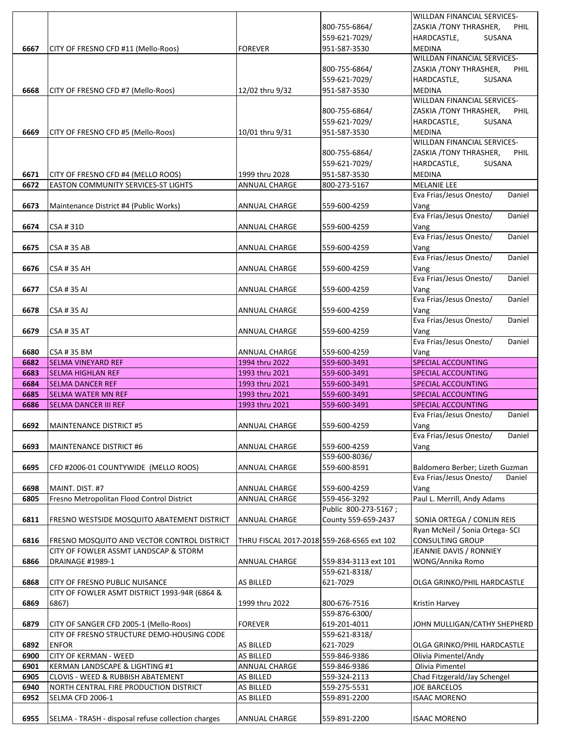| | | | | |
|---|---|---|---|---|
| 6667 | CITY OF FRESNO CFD #11 (Mello-Roos) | FOREVER | 800-755-6864/ 559-621-7029/ 951-587-3530 | WILLDAN FINANCIAL SERVICES-ZASKIA /TONY THRASHER, PHIL HARDCASTLE, SUSANA MEDINA |
| 6668 | CITY OF FRESNO CFD #7 (Mello-Roos) | 12/02 thru 9/32 | 800-755-6864/ 559-621-7029/ 951-587-3530 | WILLDAN FINANCIAL SERVICES-ZASKIA /TONY THRASHER, PHIL HARDCASTLE, SUSANA MEDINA |
| 6669 | CITY OF FRESNO CFD #5 (Mello-Roos) | 10/01 thru 9/31 | 800-755-6864/ 559-621-7029/ 951-587-3530 | WILLDAN FINANCIAL SERVICES-ZASKIA /TONY THRASHER, PHIL HARDCASTLE, SUSANA MEDINA |
| 6671 | CITY OF FRESNO CFD #4 (MELLO ROOS) | 1999 thru 2028 | 800-755-6864/ 559-621-7029/ 951-587-3530 | WILLDAN FINANCIAL SERVICES-ZASKIA /TONY THRASHER, PHIL HARDCASTLE, SUSANA MEDINA |
| 6672 | EASTON COMMUNITY SERVICES-ST LIGHTS | ANNUAL CHARGE | 800-273-5167 | MELANIE LEE |
| 6673 | Maintenance District #4 (Public Works) | ANNUAL CHARGE | 559-600-4259 | Eva Frias/Jesus Onesto/ Daniel Vang |
| 6674 | CSA # 31D | ANNUAL CHARGE | 559-600-4259 | Eva Frias/Jesus Onesto/ Daniel Vang |
| 6675 | CSA # 35 AB | ANNUAL CHARGE | 559-600-4259 | Eva Frias/Jesus Onesto/ Daniel Vang |
| 6676 | CSA # 35 AH | ANNUAL CHARGE | 559-600-4259 | Eva Frias/Jesus Onesto/ Daniel Vang |
| 6677 | CSA # 35 AI | ANNUAL CHARGE | 559-600-4259 | Eva Frias/Jesus Onesto/ Daniel Vang |
| 6678 | CSA # 35 AJ | ANNUAL CHARGE | 559-600-4259 | Eva Frias/Jesus Onesto/ Daniel Vang |
| 6679 | CSA # 35 AT | ANNUAL CHARGE | 559-600-4259 | Eva Frias/Jesus Onesto/ Daniel Vang |
| 6680 | CSA # 35 BM | ANNUAL CHARGE | 559-600-4259 | Eva Frias/Jesus Onesto/ Daniel Vang |
| 6682 | SELMA VINEYARD REF | 1994 thru 2022 | 559-600-3491 | SPECIAL ACCOUNTING |
| 6683 | SELMA HIGHLAN REF | 1993 thru 2021 | 559-600-3491 | SPECIAL ACCOUNTING |
| 6684 | SELMA DANCER REF | 1993 thru 2021 | 559-600-3491 | SPECIAL ACCOUNTING |
| 6685 | SELMA WATER MN REF | 1993 thru 2021 | 559-600-3491 | SPECIAL ACCOUNTING |
| 6686 | SELMA DANCER III REF | 1993 thru 2021 | 559-600-3491 | SPECIAL ACCOUNTING |
| 6692 | MAINTENANCE DISTRICT #5 | ANNUAL CHARGE | 559-600-4259 | Eva Frias/Jesus Onesto/ Daniel Vang |
| 6693 | MAINTENANCE DISTRICT #6 | ANNUAL CHARGE | 559-600-4259 | Eva Frias/Jesus Onesto/ Daniel Vang |
| 6695 | CFD #2006-01 COUNTYWIDE (MELLO ROOS) | ANNUAL CHARGE | 559-600-8036/ 559-600-8591 | Baldomero Berber; Lizeth Guzman |
| 6698 | MAINT. DIST. #7 | ANNUAL CHARGE | 559-600-4259 | Eva Frias/Jesus Onesto/ Daniel Vang |
| 6805 | Fresno Metropolitan Flood Control District | ANNUAL CHARGE | 559-456-3292 | Paul L. Merrill, Andy Adams |
| 6811 | FRESNO WESTSIDE MOSQUITO ABATEMENT DISTRICT | ANNUAL CHARGE | Public 800-273-5167 ; County 559-659-2437 | SONIA ORTEGA / CONLIN REIS |
| 6816 | FRESNO MOSQUITO AND VECTOR CONTROL DISTRICT | THRU FISCAL 2017-2018 | 559-268-6565 ext 102 | Ryan McNeil / Sonia Ortega- SCI CONSULTING GROUP |
| 6866 | CITY OF FOWLER ASSMT LANDSCAP & STORM DRAINAGE #1989-1 | ANNUAL CHARGE | 559-834-3113 ext 101 | JEANNIE DAVIS / RONNIEY WONG/Annika Romo |
| 6868 | CITY OF FRESNO PUBLIC NUISANCE | AS BILLED | 559-621-8318/ 621-7029 | OLGA GRINKO/PHIL HARDCASTLE |
| 6869 | CITY OF FOWLER ASMT DISTRICT 1993-94R (6864 & 6867) | 1999 thru 2022 | 800-676-7516 | Kristin Harvey |
| 6879 | CITY OF SANGER CFD 2005-1 (Mello-Roos) | FOREVER | 559-876-6300/ 619-201-4011 | JOHN MULLIGAN/CATHY SHEPHERD |
| 6892 | CITY OF FRESNO STRUCTURE DEMO-HOUSING CODE ENFOR | AS BILLED | 559-621-8318/ 621-7029 | OLGA GRINKO/PHIL HARDCASTLE |
| 6900 | CITY OF KERMAN - WEED | AS BILLED | 559-846-9386 | Olivia Pimentel/Andy |
| 6901 | KERMAN LANDSCAPE & LIGHTING #1 | ANNUAL CHARGE | 559-846-9386 | Olivia Pimentel |
| 6905 | CLOVIS - WEED & RUBBISH ABATEMENT | AS BILLED | 559-324-2113 | Chad Fitzgerald/Jay Schengel |
| 6940 | NORTH CENTRAL FIRE PRODUCTION DISTRICT | AS BILLED | 559-275-5531 | JOE BARCELOS |
| 6952 | SELMA CFD 2006-1 | AS BILLED | 559-891-2200 | ISAAC MORENO |
| 6955 | SELMA - TRASH - disposal refuse collection charges | ANNUAL CHARGE | 559-891-2200 | ISAAC MORENO |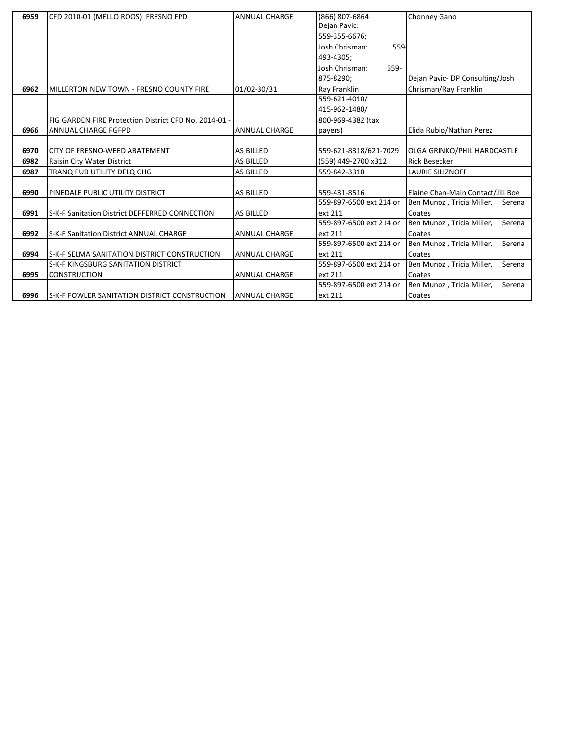| | | | | |
|---|---|---|---|---|
| **6959** | CFD 2010-01 (MELLO ROOS) FRESNO FPD | ANNUAL CHARGE | (866) 807-6864 | Chonney Gano |
| **6962** | MILLERTON NEW TOWN - FRESNO COUNTY FIRE | 01/02-30/31 | Dejan Pavic: 559-355-6676; Josh Chrisman: 559-493-4305; Josh Chrisman: 559-875-8290; Ray Franklin | Dejan Pavic- DP Consulting/Josh Chrisman/Ray Franklin |
| **6966** | FIG GARDEN FIRE Protection District CFD No. 2014-01 - ANNUAL CHARGE FGFPD | ANNUAL CHARGE | 559-621-4010/ 415-962-1480/ 800-969-4382 (tax payers) | Elida Rubio/Nathan Perez |
| **6970** | CITY OF FRESNO-WEED ABATEMENT | AS BILLED | 559-621-8318/621-7029 | OLGA GRINKO/PHIL HARDCASTLE |
| **6982** | Raisin City Water District | AS BILLED | (559) 449-2700 x312 | Rick Besecker |
| **6987** | TRANQ PUB UTILITY DELQ CHG | AS BILLED | 559-842-3310 | LAURIE SILIZNOFF |
| **6990** | PINEDALE PUBLIC UTILITY DISTRICT | AS BILLED | 559-431-8516 | Elaine Chan-Main Contact/Jill Boe |
| **6991** | S-K-F Sanitation District DEFFERRED CONNECTION | AS BILLED | 559-897-6500 ext 214 or ext 211 | Ben Munoz , Tricia Miller, Serena Coates |
| **6992** | S-K-F Sanitation District ANNUAL CHARGE | ANNUAL CHARGE | 559-897-6500 ext 214 or ext 211 | Ben Munoz , Tricia Miller, Serena Coates |
| **6994** | S-K-F SELMA SANITATION DISTRICT CONSTRUCTION | ANNUAL CHARGE | 559-897-6500 ext 214 or ext 211 | Ben Munoz , Tricia Miller, Serena Coates |
| **6995** | S-K-F KINGSBURG SANITATION DISTRICT CONSTRUCTION | ANNUAL CHARGE | 559-897-6500 ext 214 or ext 211 | Ben Munoz , Tricia Miller, Serena Coates |
| **6996** | S-K-F FOWLER SANITATION DISTRICT CONSTRUCTION | ANNUAL CHARGE | 559-897-6500 ext 214 or ext 211 | Ben Munoz , Tricia Miller, Serena Coates |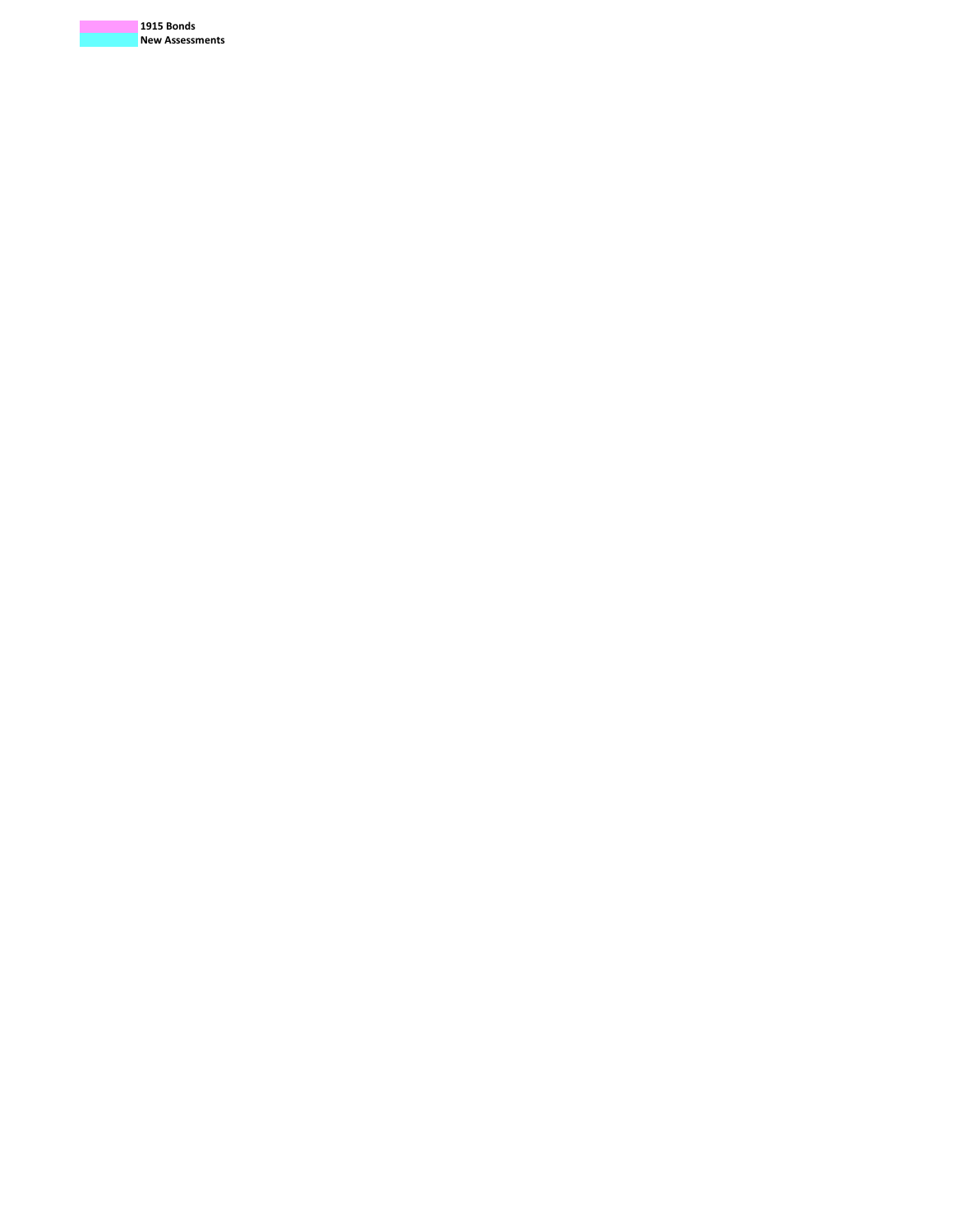1915 Bonds
New Assessments